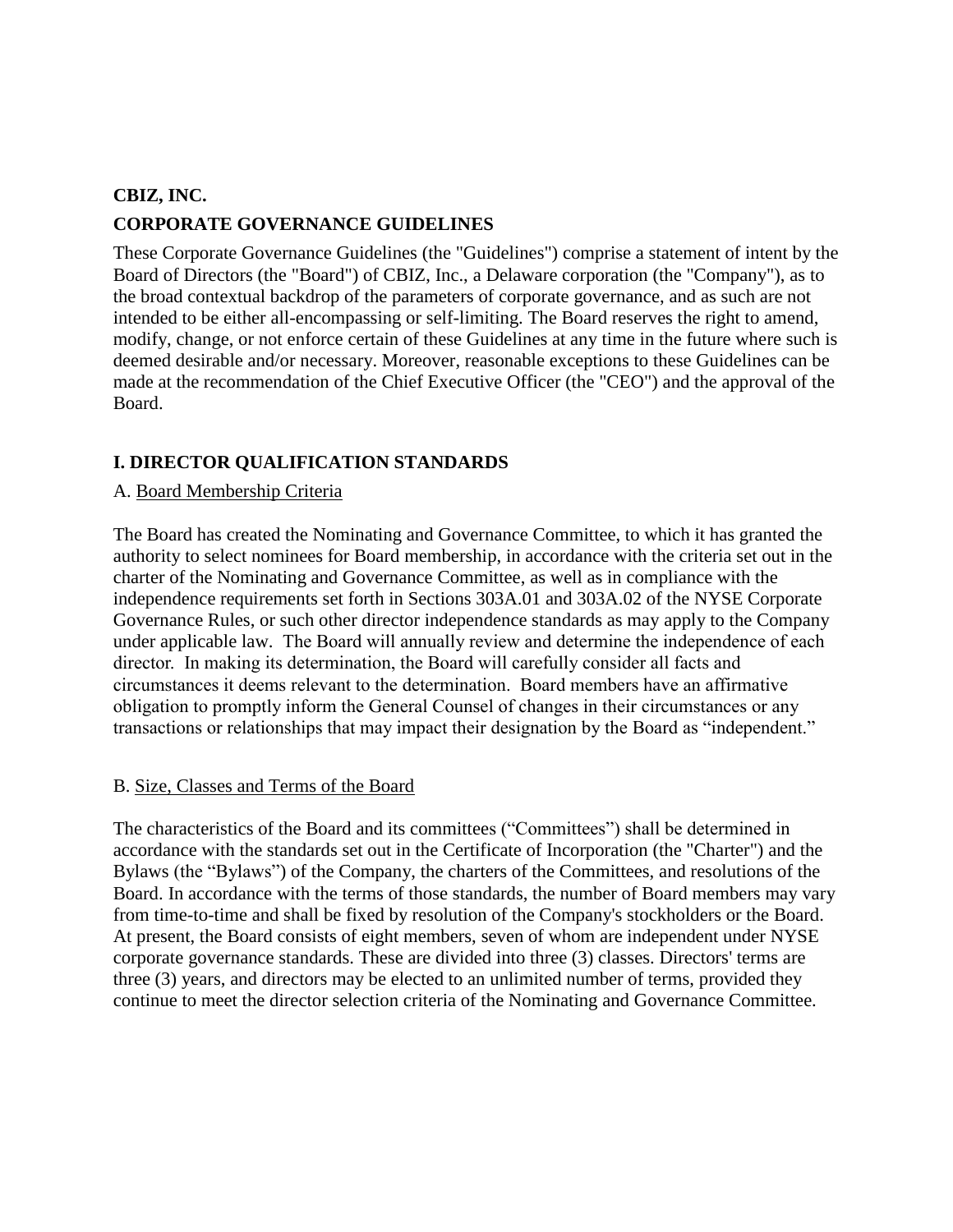**CBIZ, INC.**

**CORPORATE GOVERNANCE GUIDELINES**

These Corporate Governance Guidelines (the "Guidelines") comprise a statement of intent by the Board of Directors (the "Board") of CBIZ, Inc., a Delaware corporation (the "Company"), as to the broad contextual backdrop of the parameters of corporate governance, and as such are not intended to be either all-encompassing or self-limiting. The Board reserves the right to amend, modify, change, or not enforce certain of these Guidelines at any time in the future where such is deemed desirable and/or necessary. Moreover, reasonable exceptions to these Guidelines can be made at the recommendation of the Chief Executive Officer (the "CEO") and the approval of the Board.

## I. DIRECTOR QUALIFICATION STANDARDS

A. Board Membership Criteria

The Board has created the Nominating and Governance Committee, to which it has granted the authority to select nominees for Board membership, in accordance with the criteria set out in the charter of the Nominating and Governance Committee, as well as in compliance with the independence requirements set forth in Sections 303A.01 and 303A.02 of the NYSE Corporate Governance Rules, or such other director independence standards as may apply to the Company under applicable law. The Board will annually review and determine the independence of each director. In making its determination, the Board will carefully consider all facts and circumstances it deems relevant to the determination. Board members have an affirmative obligation to promptly inform the General Counsel of changes in their circumstances or any transactions or relationships that may impact their designation by the Board as "independent."

B. Size, Classes and Terms of the Board

The characteristics of the Board and its committees ("Committees") shall be determined in accordance with the standards set out in the Certificate of Incorporation (the "Charter") and the Bylaws (the "Bylaws") of the Company, the charters of the Committees, and resolutions of the Board. In accordance with the terms of those standards, the number of Board members may vary from time-to-time and shall be fixed by resolution of the Company's stockholders or the Board. At present, the Board consists of eight members, seven of whom are independent under NYSE corporate governance standards. These are divided into three (3) classes. Directors' terms are three (3) years, and directors may be elected to an unlimited number of terms, provided they continue to meet the director selection criteria of the Nominating and Governance Committee.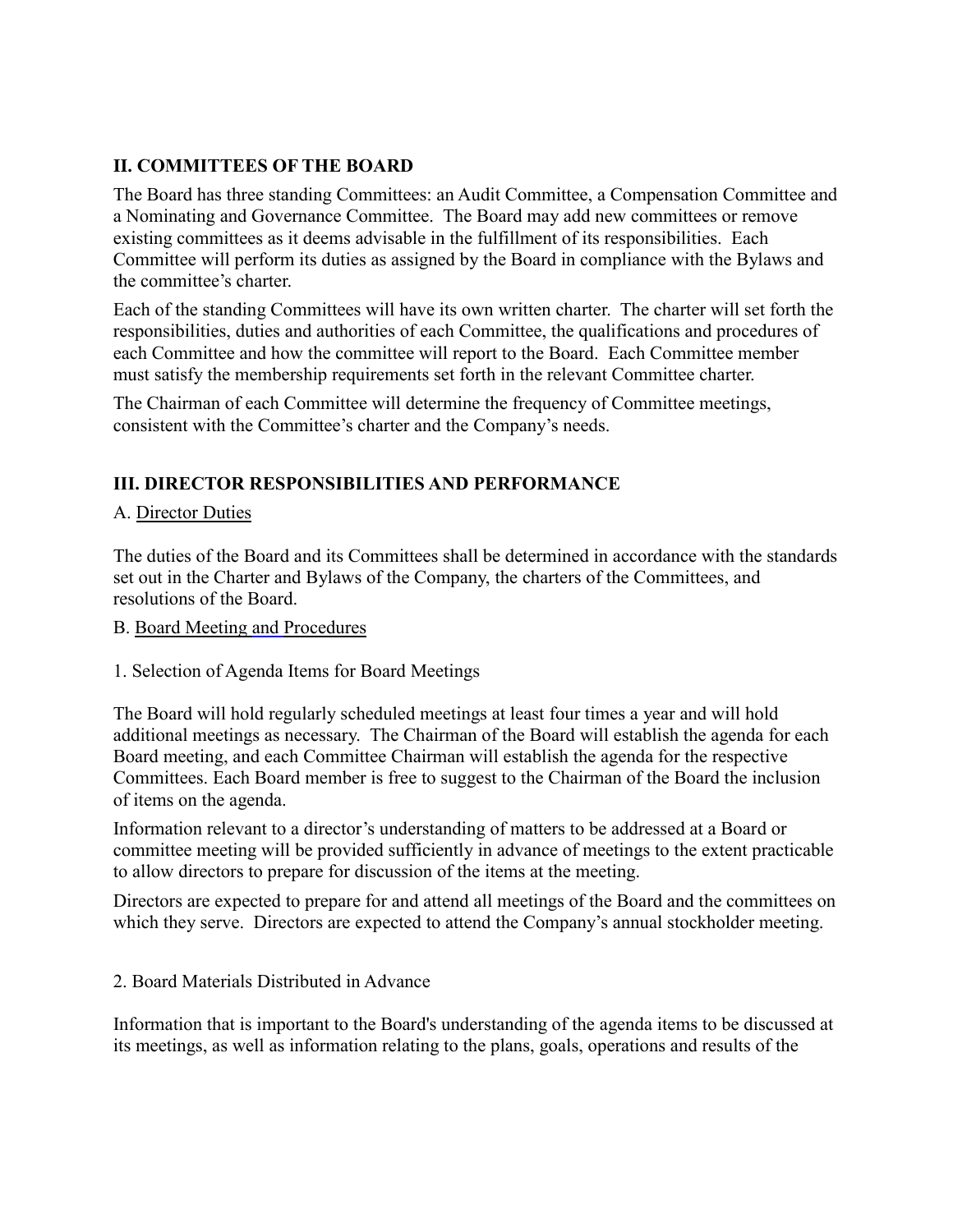## II. COMMITTEES OF THE BOARD

The Board has three standing Committees: an Audit Committee, a Compensation Committee and a Nominating and Governance Committee. The Board may add new committees or remove existing committees as it deems advisable in the fulfillment of its responsibilities. Each Committee will perform its duties as assigned by the Board in compliance with the Bylaws and the committee's charter.

Each of the standing Committees will have its own written charter. The charter will set forth the responsibilities, duties and authorities of each Committee, the qualifications and procedures of each Committee and how the committee will report to the Board. Each Committee member must satisfy the membership requirements set forth in the relevant Committee charter.

The Chairman of each Committee will determine the frequency of Committee meetings, consistent with the Committee's charter and the Company's needs.

## III. DIRECTOR RESPONSIBILITIES AND PERFORMANCE

A. Director Duties

The duties of the Board and its Committees shall be determined in accordance with the standards set out in the Charter and Bylaws of the Company, the charters of the Committees, and resolutions of the Board.

B. Board Meeting and Procedures

1. Selection of Agenda Items for Board Meetings

The Board will hold regularly scheduled meetings at least four times a year and will hold additional meetings as necessary. The Chairman of the Board will establish the agenda for each Board meeting, and each Committee Chairman will establish the agenda for the respective Committees. Each Board member is free to suggest to the Chairman of the Board the inclusion of items on the agenda.

Information relevant to a director's understanding of matters to be addressed at a Board or committee meeting will be provided sufficiently in advance of meetings to the extent practicable to allow directors to prepare for discussion of the items at the meeting.

Directors are expected to prepare for and attend all meetings of the Board and the committees on which they serve. Directors are expected to attend the Company's annual stockholder meeting.

2. Board Materials Distributed in Advance

Information that is important to the Board's understanding of the agenda items to be discussed at its meetings, as well as information relating to the plans, goals, operations and results of the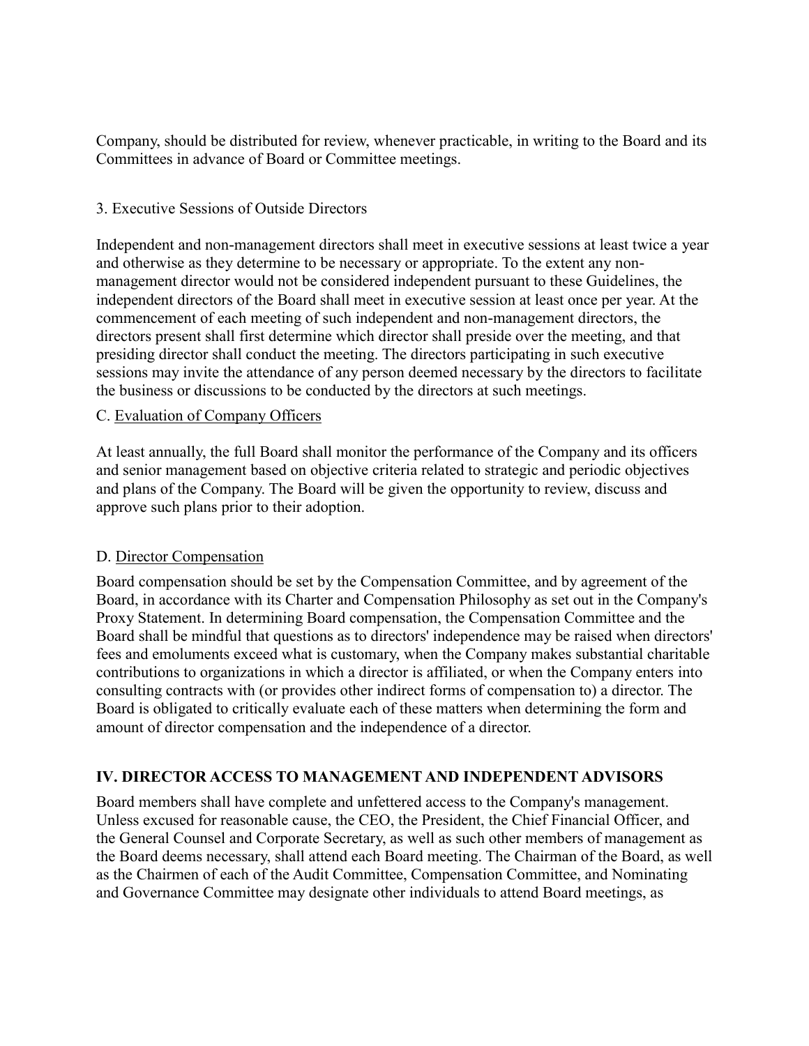Company, should be distributed for review, whenever practicable, in writing to the Board and its Committees in advance of Board or Committee meetings.

3. Executive Sessions of Outside Directors

Independent and non-management directors shall meet in executive sessions at least twice a year and otherwise as they determine to be necessary or appropriate. To the extent any non-management director would not be considered independent pursuant to these Guidelines, the independent directors of the Board shall meet in executive session at least once per year. At the commencement of each meeting of such independent and non-management directors, the directors present shall first determine which director shall preside over the meeting, and that presiding director shall conduct the meeting. The directors participating in such executive sessions may invite the attendance of any person deemed necessary by the directors to facilitate the business or discussions to be conducted by the directors at such meetings.

C. <u>Evaluation of Company Officers</u>

At least annually, the full Board shall monitor the performance of the Company and its officers and senior management based on objective criteria related to strategic and periodic objectives and plans of the Company. The Board will be given the opportunity to review, discuss and approve such plans prior to their adoption.

D. <u>Director Compensation</u>

Board compensation should be set by the Compensation Committee, and by agreement of the Board, in accordance with its Charter and Compensation Philosophy as set out in the Company's Proxy Statement. In determining Board compensation, the Compensation Committee and the Board shall be mindful that questions as to directors' independence may be raised when directors' fees and emoluments exceed what is customary, when the Company makes substantial charitable contributions to organizations in which a director is affiliated, or when the Company enters into consulting contracts with (or provides other indirect forms of compensation to) a director. The Board is obligated to critically evaluate each of these matters when determining the form and amount of director compensation and the independence of a director.

## IV. DIRECTOR ACCESS TO MANAGEMENT AND INDEPENDENT ADVISORS

Board members shall have complete and unfettered access to the Company's management. Unless excused for reasonable cause, the CEO, the President, the Chief Financial Officer, and the General Counsel and Corporate Secretary, as well as such other members of management as the Board deems necessary, shall attend each Board meeting. The Chairman of the Board, as well as the Chairmen of each of the Audit Committee, Compensation Committee, and Nominating and Governance Committee may designate other individuals to attend Board meetings, as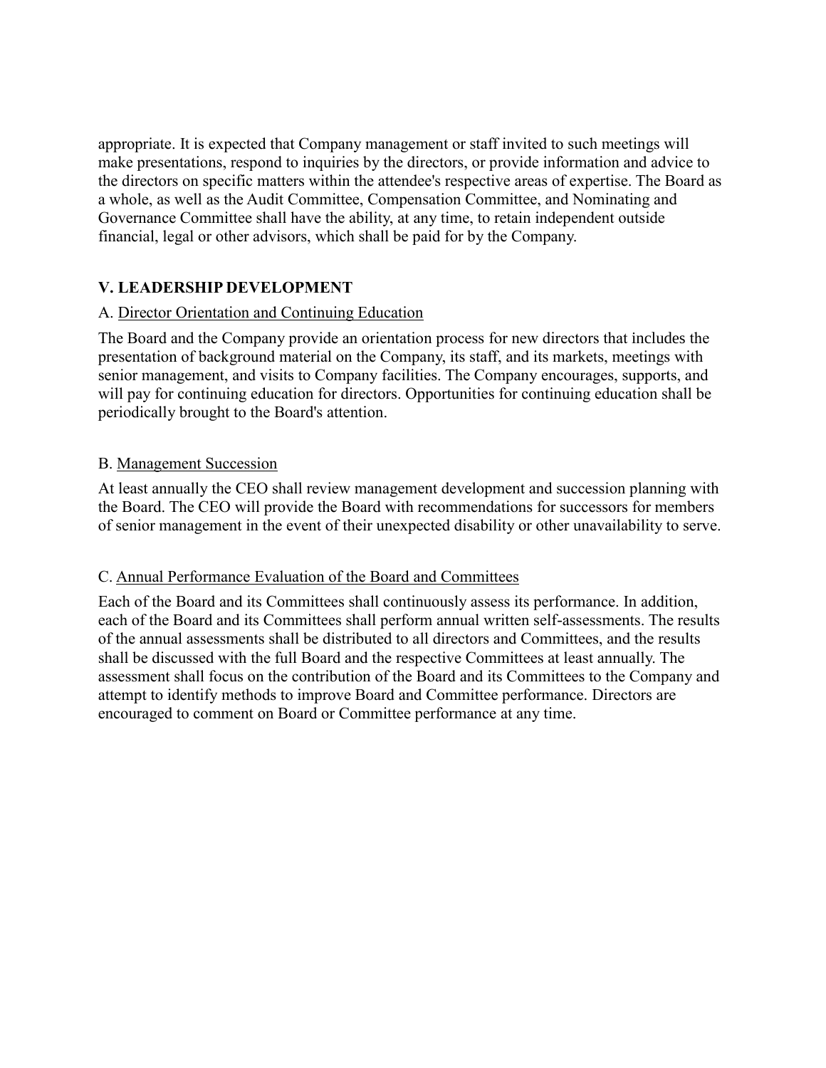appropriate. It is expected that Company management or staff invited to such meetings will make presentations, respond to inquiries by the directors, or provide information and advice to the directors on specific matters within the attendee's respective areas of expertise. The Board as a whole, as well as the Audit Committee, Compensation Committee, and Nominating and Governance Committee shall have the ability, at any time, to retain independent outside financial, legal or other advisors, which shall be paid for by the Company.

## V. LEADERSHIP DEVELOPMENT

### A. Director Orientation and Continuing Education

The Board and the Company provide an orientation process for new directors that includes the presentation of background material on the Company, its staff, and its markets, meetings with senior management, and visits to Company facilities. The Company encourages, supports, and will pay for continuing education for directors. Opportunities for continuing education shall be periodically brought to the Board's attention.

### B. Management Succession

At least annually the CEO shall review management development and succession planning with the Board. The CEO will provide the Board with recommendations for successors for members of senior management in the event of their unexpected disability or other unavailability to serve.

### C. Annual Performance Evaluation of the Board and Committees

Each of the Board and its Committees shall continuously assess its performance. In addition, each of the Board and its Committees shall perform annual written self-assessments. The results of the annual assessments shall be distributed to all directors and Committees, and the results shall be discussed with the full Board and the respective Committees at least annually. The assessment shall focus on the contribution of the Board and its Committees to the Company and attempt to identify methods to improve Board and Committee performance. Directors are encouraged to comment on Board or Committee performance at any time.